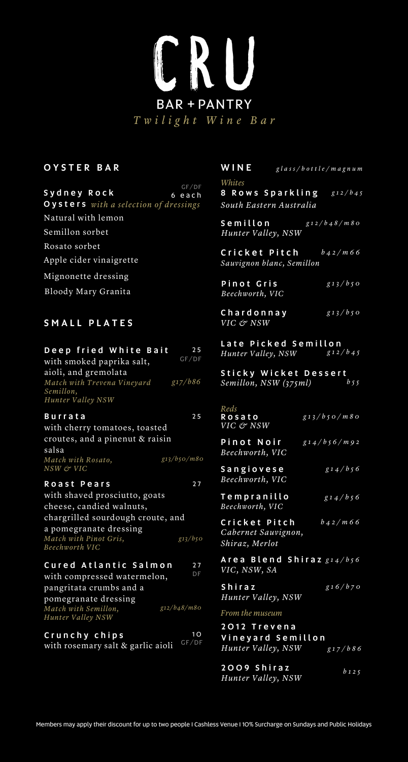# CRU

BAR + PANTRY

*Twilight Wine Bar*

## OYSTER BAR

**Sydney Rock Oysters** *with a selection of dressings* — GF/DF — 6 each

- Natural with lemon
- Semillon sorbet
- Rosato sorbet
- Apple cider vinaigrette
- Mignonette dressing
- Bloody Mary Granita

## SMALL PLATES

**Deep fried White Bait** — 25 — GF/DF
with smoked paprika salt, aioli, and gremolata
*Match with Trevena Vineyard Semillon, Hunter Valley NSW* — *g17/b86*

**Burrata** — 25
with cherry tomatoes, toasted croutes, and a pinenut & raisin salsa
*Match with Rosato, NSW & VIC* — *g13/b50/m80*

**Roast Pears** — 27
with shaved prosciutto, goats cheese, candied walnuts, chargrilled sourdough croute, and a pomegranate dressing
*Match with Pinot Gris, Beechworth VIC* — *g13/b50*

**Cured Atlantic Salmon** — 27 — DF
with compressed watermelon, pangritata crumbs and a pomegranate dressing
*Match with Semillon, Hunter Valley NSW* — *g12/b48/m80*

**Crunchy chips** — 10 — GF/DF
with rosemary salt & garlic aioli

## WINE *glass/bottle/magnum*

*Whites*

**8 Rows Sparkling** — *g12/b45*
*South Eastern Australia*

**Semillon** — *g12/b48/m80*
*Hunter Valley, NSW*

**Cricket Pitch** — *b42/m66*
*Sauvignon blanc, Semillon*

**Pinot Gris** — *g13/b50*
*Beechworth, VIC*

**Chardonnay** — *g13/b50*
*VIC & NSW*

**Late Picked Semillon** — *g12/b45*
*Hunter Valley, NSW*

**Sticky Wicket Dessert** — *b55*
*Semillon, NSW (375ml)*

*Reds*

**Rosato** — *g13/b50/m80*
*VIC & NSW*

**Pinot Noir** — *g14/b56/m92*
*Beechworth, VIC*

**Sangiovese** — *g14/b56*
*Beechworth, VIC*

**Tempranillo** — *g14/b56*
*Beechworth, VIC*

**Cricket Pitch** — *b42/m66*
*Cabernet Sauvignon, Shiraz, Merlot*

**Area Blend Shiraz** — *g14/b56*
*VIC, NSW, SA*

**Shiraz** — *g16/b70*
*Hunter Valley, NSW*

*From the museum*

**2012 Trevena Vineyard Semillon** — *g17/b86*
*Hunter Valley, NSW*

**2009 Shiraz** — *b125*
*Hunter Valley, NSW*

Members may apply their discount for up to two people I Cashless Venue I 10% Surcharge on Sundays and Public Holidays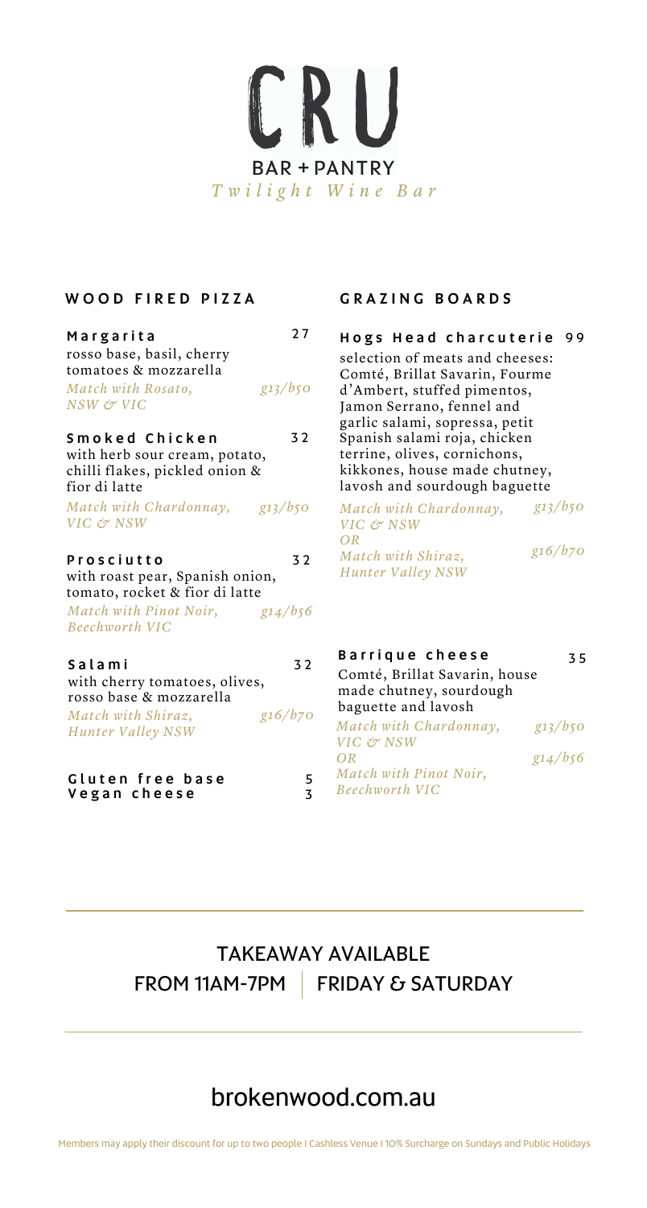# CRU

BAR + PANTRY

*Twilight Wine Bar*

## WOOD FIRED PIZZA

**Margarita** 27

rosso base, basil, cherry tomatoes & mozzarella

*Match with Rosato, NSW & VIC* *g13/b50*

**Smoked Chicken** 32

with herb sour cream, potato, chilli flakes, pickled onion & fior di latte

*Match with Chardonnay, VIC & NSW* *g13/b50*

**Prosciutto** 32

with roast pear, Spanish onion, tomato, rocket & fior di latte

*Match with Pinot Noir, Beechworth VIC* *g14/b56*

**Salami** 32

with cherry tomatoes, olives, rosso base & mozzarella

*Match with Shiraz, Hunter Valley NSW* *g16/b70*

**Gluten free base** 5

**Vegan cheese** 3

## GRAZING BOARDS

**Hogs Head charcuterie** 99

selection of meats and cheeses: Comté, Brillat Savarin, Fourme d'Ambert, stuffed pimentos, Jamon Serrano, fennel and garlic salami, sopressa, petit Spanish salami roja, chicken terrine, olives, cornichons, kikkones, house made chutney, lavosh and sourdough baguette

*Match with Chardonnay, VIC & NSW* *g13/b50*

*OR*

*Match with Shiraz, Hunter Valley NSW* *g16/b70*

**Barrique cheese** 35

Comté, Brillat Savarin, house made chutney, sourdough baguette and lavosh

*Match with Chardonnay, VIC & NSW* *g13/b50*

*OR*

*Match with Pinot Noir, Beechworth VIC* *g14/b56*

---

TAKEAWAY AVAILABLE

FROM 11AM-7PM | FRIDAY & SATURDAY

---

brokenwood.com.au

Members may apply their discount for up to two people | Cashless Venue | 10% Surcharge on Sundays and Public Holidays